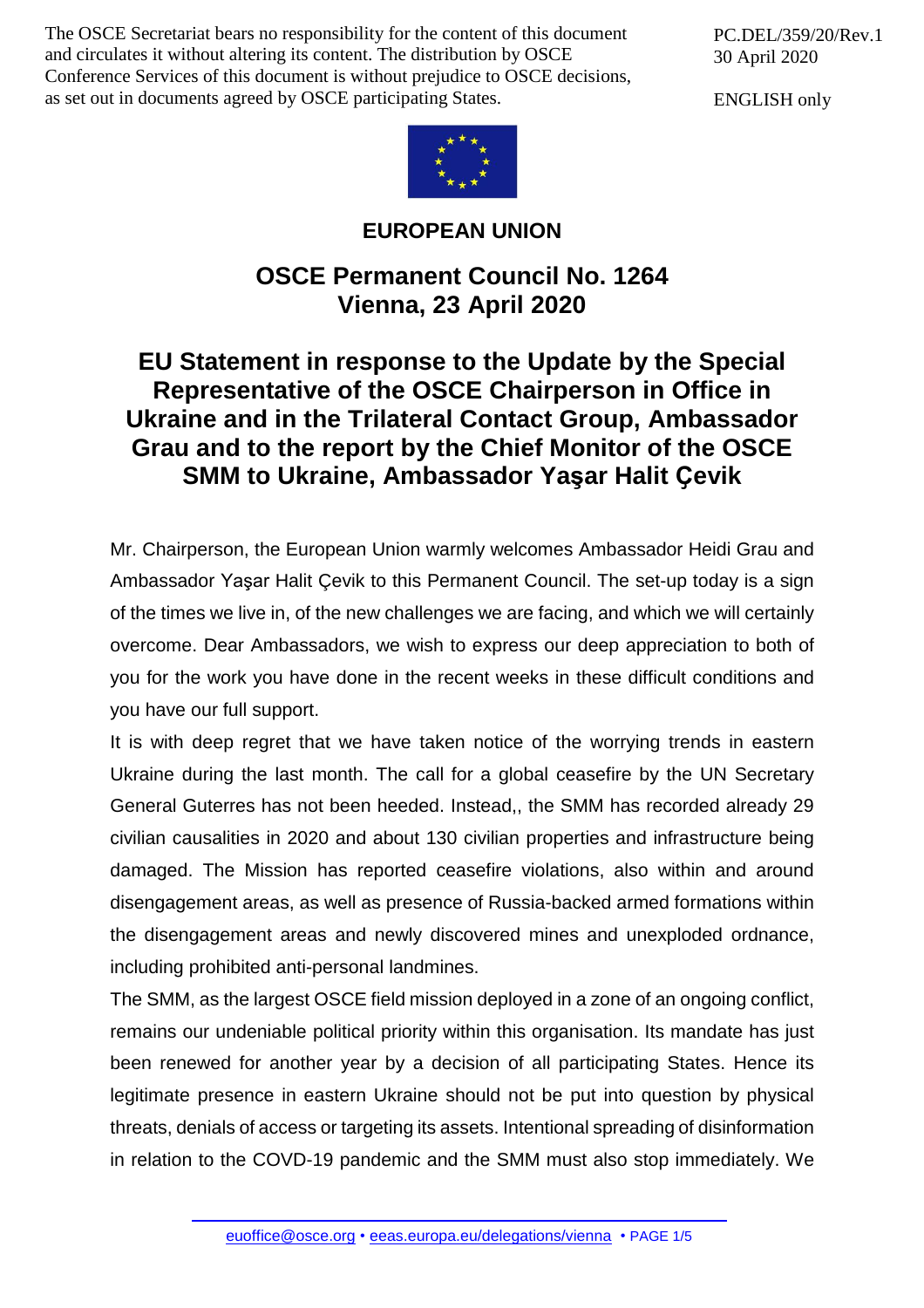The OSCE Secretariat bears no responsibility for the content of this document and circulates it without altering its content. The distribution by OSCE Conference Services of this document is without prejudice to OSCE decisions, as set out in documents agreed by OSCE participating States.

PC.DEL/359/20/Rev.1
30 April 2020

ENGLISH only

**EUROPEAN UNION**

## OSCE Permanent Council No. 1264
## Vienna, 23 April 2020

# EU Statement in response to the Update by the Special Representative of the OSCE Chairperson in Office in Ukraine and in the Trilateral Contact Group, Ambassador Grau and to the report by the Chief Monitor of the OSCE SMM to Ukraine, Ambassador Yaşar Halit Çevik

Mr. Chairperson, the European Union warmly welcomes Ambassador Heidi Grau and Ambassador Yaşar Halit Çevik to this Permanent Council. The set-up today is a sign of the times we live in, of the new challenges we are facing, and which we will certainly overcome. Dear Ambassadors, we wish to express our deep appreciation to both of you for the work you have done in the recent weeks in these difficult conditions and you have our full support.

It is with deep regret that we have taken notice of the worrying trends in eastern Ukraine during the last month. The call for a global ceasefire by the UN Secretary General Guterres has not been heeded. Instead,, the SMM has recorded already 29 civilian causalities in 2020 and about 130 civilian properties and infrastructure being damaged. The Mission has reported ceasefire violations, also within and around disengagement areas, as well as presence of Russia-backed armed formations within the disengagement areas and newly discovered mines and unexploded ordnance, including prohibited anti-personal landmines.

The SMM, as the largest OSCE field mission deployed in a zone of an ongoing conflict, remains our undeniable political priority within this organisation. Its mandate has just been renewed for another year by a decision of all participating States. Hence its legitimate presence in eastern Ukraine should not be put into question by physical threats, denials of access or targeting its assets. Intentional spreading of disinformation in relation to the COVD-19 pandemic and the SMM must also stop immediately. We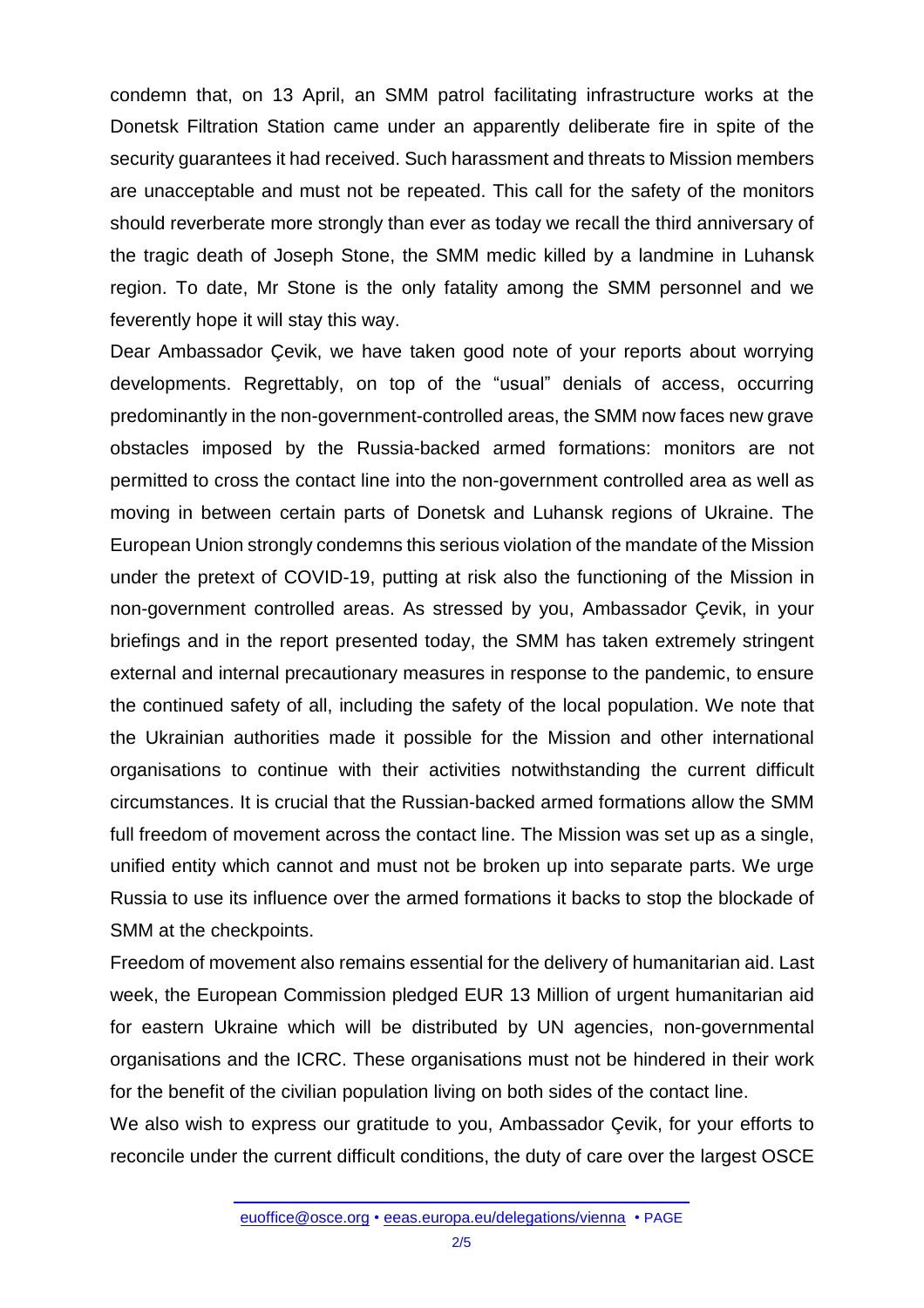condemn that, on 13 April, an SMM patrol facilitating infrastructure works at the Donetsk Filtration Station came under an apparently deliberate fire in spite of the security guarantees it had received. Such harassment and threats to Mission members are unacceptable and must not be repeated. This call for the safety of the monitors should reverberate more strongly than ever as today we recall the third anniversary of the tragic death of Joseph Stone, the SMM medic killed by a landmine in Luhansk region. To date, Mr Stone is the only fatality among the SMM personnel and we feverently hope it will stay this way.

Dear Ambassador Çevik, we have taken good note of your reports about worrying developments. Regrettably, on top of the "usual" denials of access, occurring predominantly in the non-government-controlled areas, the SMM now faces new grave obstacles imposed by the Russia-backed armed formations: monitors are not permitted to cross the contact line into the non-government controlled area as well as moving in between certain parts of Donetsk and Luhansk regions of Ukraine. The European Union strongly condemns this serious violation of the mandate of the Mission under the pretext of COVID-19, putting at risk also the functioning of the Mission in non-government controlled areas. As stressed by you, Ambassador Çevik, in your briefings and in the report presented today, the SMM has taken extremely stringent external and internal precautionary measures in response to the pandemic, to ensure the continued safety of all, including the safety of the local population. We note that the Ukrainian authorities made it possible for the Mission and other international organisations to continue with their activities notwithstanding the current difficult circumstances. It is crucial that the Russian-backed armed formations allow the SMM full freedom of movement across the contact line. The Mission was set up as a single, unified entity which cannot and must not be broken up into separate parts. We urge Russia to use its influence over the armed formations it backs to stop the blockade of SMM at the checkpoints.

Freedom of movement also remains essential for the delivery of humanitarian aid. Last week, the European Commission pledged EUR 13 Million of urgent humanitarian aid for eastern Ukraine which will be distributed by UN agencies, non-governmental organisations and the ICRC. These organisations must not be hindered in their work for the benefit of the civilian population living on both sides of the contact line.

We also wish to express our gratitude to you, Ambassador Çevik, for your efforts to reconcile under the current difficult conditions, the duty of care over the largest OSCE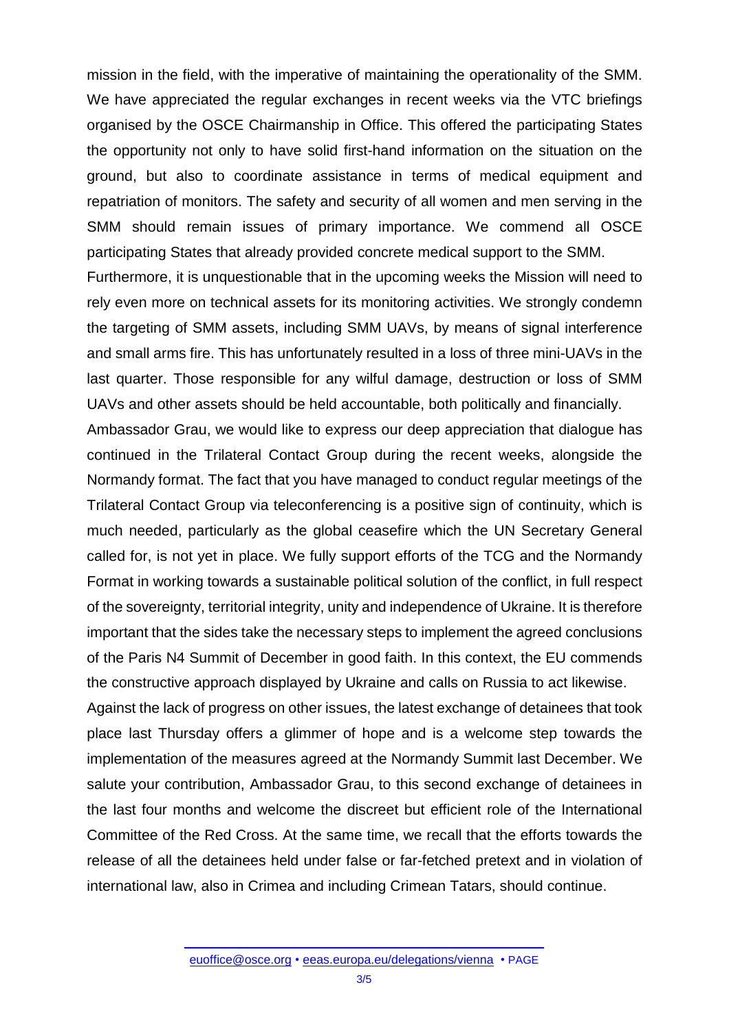mission in the field, with the imperative of maintaining the operationality of the SMM. We have appreciated the regular exchanges in recent weeks via the VTC briefings organised by the OSCE Chairmanship in Office. This offered the participating States the opportunity not only to have solid first-hand information on the situation on the ground, but also to coordinate assistance in terms of medical equipment and repatriation of monitors. The safety and security of all women and men serving in the SMM should remain issues of primary importance. We commend all OSCE participating States that already provided concrete medical support to the SMM.

Furthermore, it is unquestionable that in the upcoming weeks the Mission will need to rely even more on technical assets for its monitoring activities. We strongly condemn the targeting of SMM assets, including SMM UAVs, by means of signal interference and small arms fire. This has unfortunately resulted in a loss of three mini-UAVs in the last quarter. Those responsible for any wilful damage, destruction or loss of SMM UAVs and other assets should be held accountable, both politically and financially.

Ambassador Grau, we would like to express our deep appreciation that dialogue has continued in the Trilateral Contact Group during the recent weeks, alongside the Normandy format. The fact that you have managed to conduct regular meetings of the Trilateral Contact Group via teleconferencing is a positive sign of continuity, which is much needed, particularly as the global ceasefire which the UN Secretary General called for, is not yet in place. We fully support efforts of the TCG and the Normandy Format in working towards a sustainable political solution of the conflict, in full respect of the sovereignty, territorial integrity, unity and independence of Ukraine. It is therefore important that the sides take the necessary steps to implement the agreed conclusions of the Paris N4 Summit of December in good faith. In this context, the EU commends the constructive approach displayed by Ukraine and calls on Russia to act likewise.

Against the lack of progress on other issues, the latest exchange of detainees that took place last Thursday offers a glimmer of hope and is a welcome step towards the implementation of the measures agreed at the Normandy Summit last December. We salute your contribution, Ambassador Grau, to this second exchange of detainees in the last four months and welcome the discreet but efficient role of the International Committee of the Red Cross. At the same time, we recall that the efforts towards the release of all the detainees held under false or far-fetched pretext and in violation of international law, also in Crimea and including Crimean Tatars, should continue.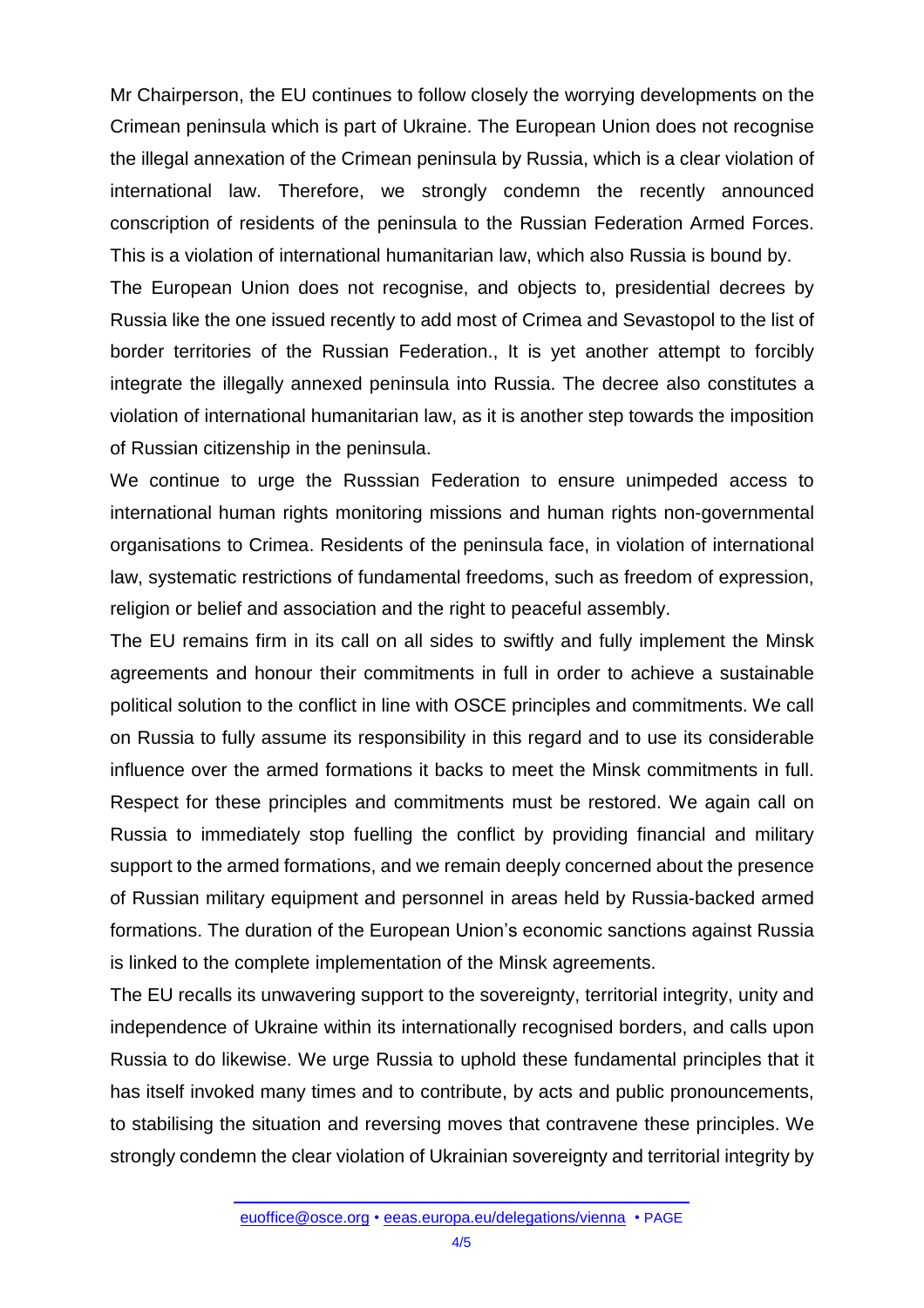Mr Chairperson, the EU continues to follow closely the worrying developments on the Crimean peninsula which is part of Ukraine. The European Union does not recognise the illegal annexation of the Crimean peninsula by Russia, which is a clear violation of international law. Therefore, we strongly condemn the recently announced conscription of residents of the peninsula to the Russian Federation Armed Forces. This is a violation of international humanitarian law, which also Russia is bound by.

The European Union does not recognise, and objects to, presidential decrees by Russia like the one issued recently to add most of Crimea and Sevastopol to the list of border territories of the Russian Federation., It is yet another attempt to forcibly integrate the illegally annexed peninsula into Russia. The decree also constitutes a violation of international humanitarian law, as it is another step towards the imposition of Russian citizenship in the peninsula.

We continue to urge the Russsian Federation to ensure unimpeded access to international human rights monitoring missions and human rights non-governmental organisations to Crimea. Residents of the peninsula face, in violation of international law, systematic restrictions of fundamental freedoms, such as freedom of expression, religion or belief and association and the right to peaceful assembly.

The EU remains firm in its call on all sides to swiftly and fully implement the Minsk agreements and honour their commitments in full in order to achieve a sustainable political solution to the conflict in line with OSCE principles and commitments. We call on Russia to fully assume its responsibility in this regard and to use its considerable influence over the armed formations it backs to meet the Minsk commitments in full. Respect for these principles and commitments must be restored. We again call on Russia to immediately stop fuelling the conflict by providing financial and military support to the armed formations, and we remain deeply concerned about the presence of Russian military equipment and personnel in areas held by Russia-backed armed formations. The duration of the European Union's economic sanctions against Russia is linked to the complete implementation of the Minsk agreements.

The EU recalls its unwavering support to the sovereignty, territorial integrity, unity and independence of Ukraine within its internationally recognised borders, and calls upon Russia to do likewise. We urge Russia to uphold these fundamental principles that it has itself invoked many times and to contribute, by acts and public pronouncements, to stabilising the situation and reversing moves that contravene these principles. We strongly condemn the clear violation of Ukrainian sovereignty and territorial integrity by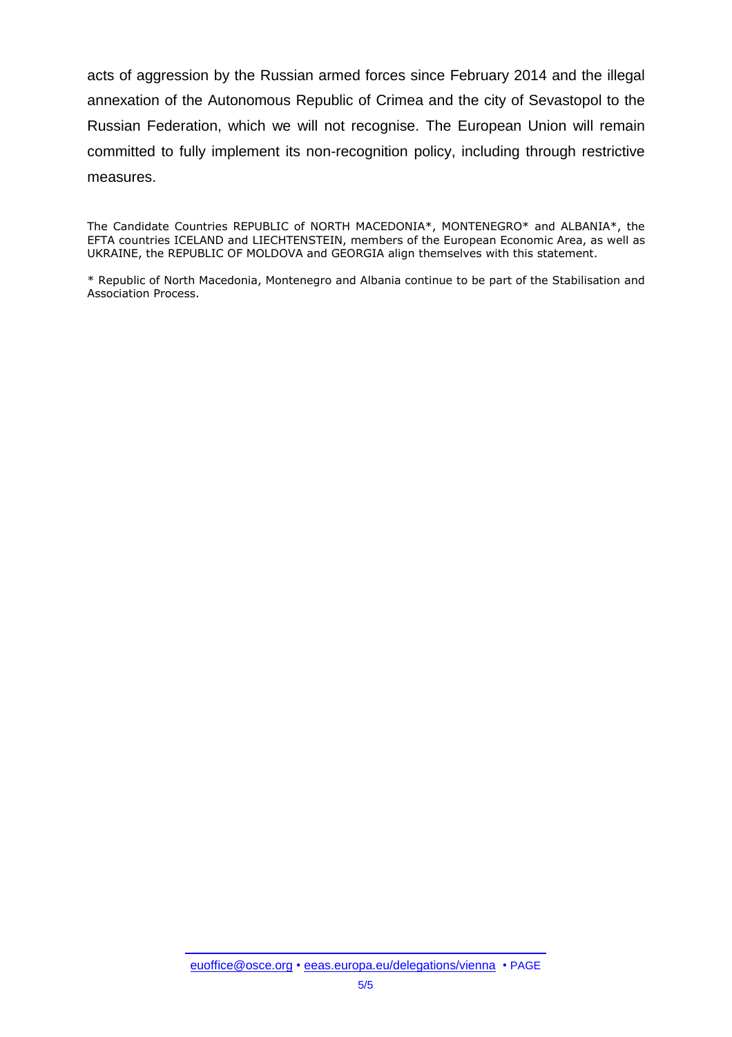acts of aggression by the Russian armed forces since February 2014 and the illegal annexation of the Autonomous Republic of Crimea and the city of Sevastopol to the Russian Federation, which we will not recognise. The European Union will remain committed to fully implement its non-recognition policy, including through restrictive measures.

The Candidate Countries REPUBLIC of NORTH MACEDONIA*, MONTENEGRO* and ALBANIA*, the EFTA countries ICELAND and LIECHTENSTEIN, members of the European Economic Area, as well as UKRAINE, the REPUBLIC OF MOLDOVA and GEORGIA align themselves with this statement.

* Republic of North Macedonia, Montenegro and Albania continue to be part of the Stabilisation and Association Process.